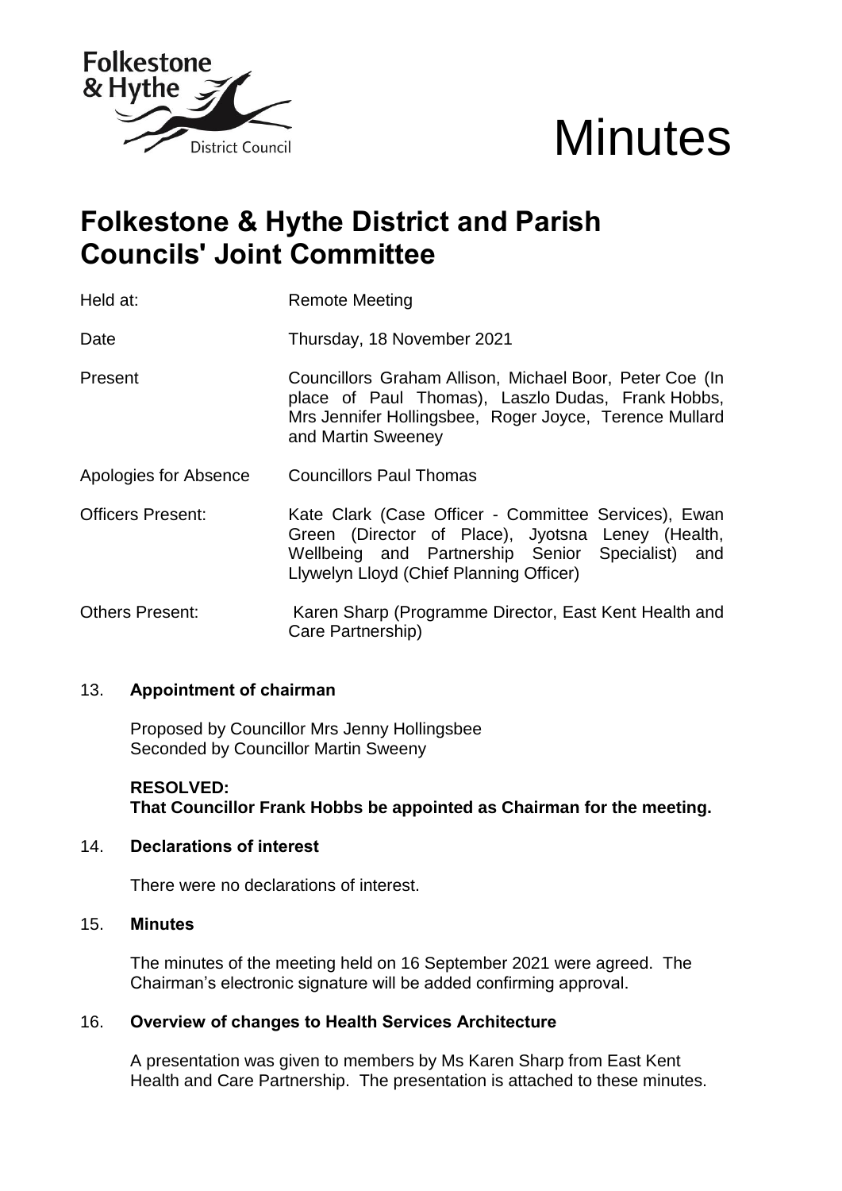# Minutes

## Folkestone & Hythe District and Parish Councils' Joint Committee

| | |
|---|---|
| Held at: | Remote Meeting |
| Date | Thursday, 18 November 2021 |
| Present | Councillors Graham Allison, Michael Boor, Peter Coe (In place of Paul Thomas), Laszlo Dudas, Frank Hobbs, Mrs Jennifer Hollingsbee, Roger Joyce, Terence Mullard and Martin Sweeney |
| Apologies for Absence | Councillors Paul Thomas |
| Officers Present: | Kate Clark (Case Officer - Committee Services), Ewan Green (Director of Place), Jyotsna Leney (Health, Wellbeing and Partnership Senior Specialist) and Llywelyn Lloyd (Chief Planning Officer) |
| Others Present: | Karen Sharp (Programme Director, East Kent Health and Care Partnership) |

### 13. Appointment of chairman

Proposed by Councillor Mrs Jenny Hollingsbee
Seconded by Councillor Martin Sweeny

**RESOLVED:**
**That Councillor Frank Hobbs be appointed as Chairman for the meeting.**

### 14. Declarations of interest

There were no declarations of interest.

### 15. Minutes

The minutes of the meeting held on 16 September 2021 were agreed. The Chairman's electronic signature will be added confirming approval.

### 16. Overview of changes to Health Services Architecture

A presentation was given to members by Ms Karen Sharp from East Kent Health and Care Partnership. The presentation is attached to these minutes.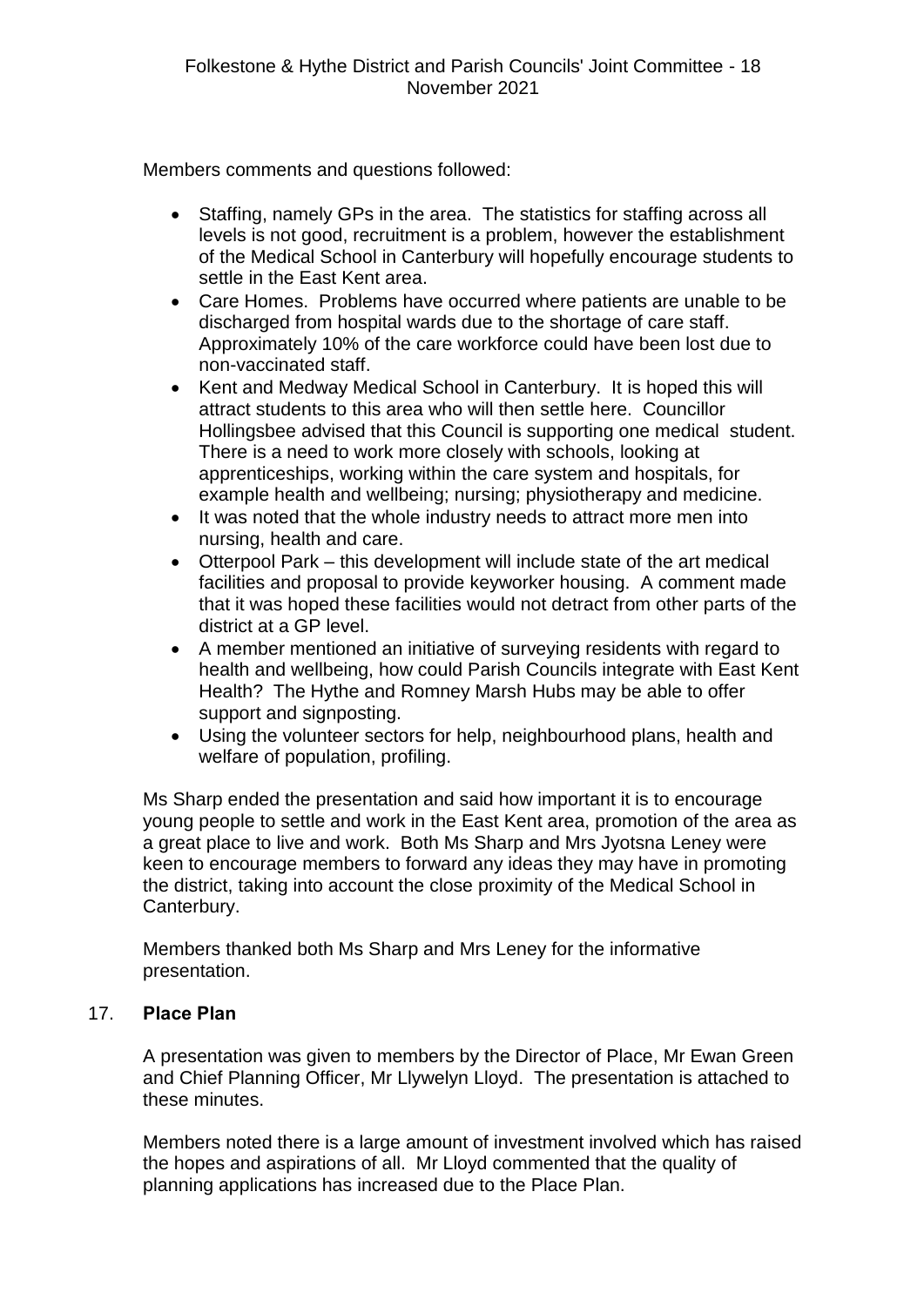Members comments and questions followed:

- Staffing, namely GPs in the area. The statistics for staffing across all levels is not good, recruitment is a problem, however the establishment of the Medical School in Canterbury will hopefully encourage students to settle in the East Kent area.
- Care Homes. Problems have occurred where patients are unable to be discharged from hospital wards due to the shortage of care staff. Approximately 10% of the care workforce could have been lost due to non-vaccinated staff.
- Kent and Medway Medical School in Canterbury. It is hoped this will attract students to this area who will then settle here. Councillor Hollingsbee advised that this Council is supporting one medical student. There is a need to work more closely with schools, looking at apprenticeships, working within the care system and hospitals, for example health and wellbeing; nursing; physiotherapy and medicine.
- It was noted that the whole industry needs to attract more men into nursing, health and care.
- Otterpool Park – this development will include state of the art medical facilities and proposal to provide keyworker housing. A comment made that it was hoped these facilities would not detract from other parts of the district at a GP level.
- A member mentioned an initiative of surveying residents with regard to health and wellbeing, how could Parish Councils integrate with East Kent Health? The Hythe and Romney Marsh Hubs may be able to offer support and signposting.
- Using the volunteer sectors for help, neighbourhood plans, health and welfare of population, profiling.

Ms Sharp ended the presentation and said how important it is to encourage young people to settle and work in the East Kent area, promotion of the area as a great place to live and work. Both Ms Sharp and Mrs Jyotsna Leney were keen to encourage members to forward any ideas they may have in promoting the district, taking into account the close proximity of the Medical School in Canterbury.

Members thanked both Ms Sharp and Mrs Leney for the informative presentation.

## 17. **Place Plan**

A presentation was given to members by the Director of Place, Mr Ewan Green and Chief Planning Officer, Mr Llywelyn Lloyd. The presentation is attached to these minutes.

Members noted there is a large amount of investment involved which has raised the hopes and aspirations of all. Mr Lloyd commented that the quality of planning applications has increased due to the Place Plan.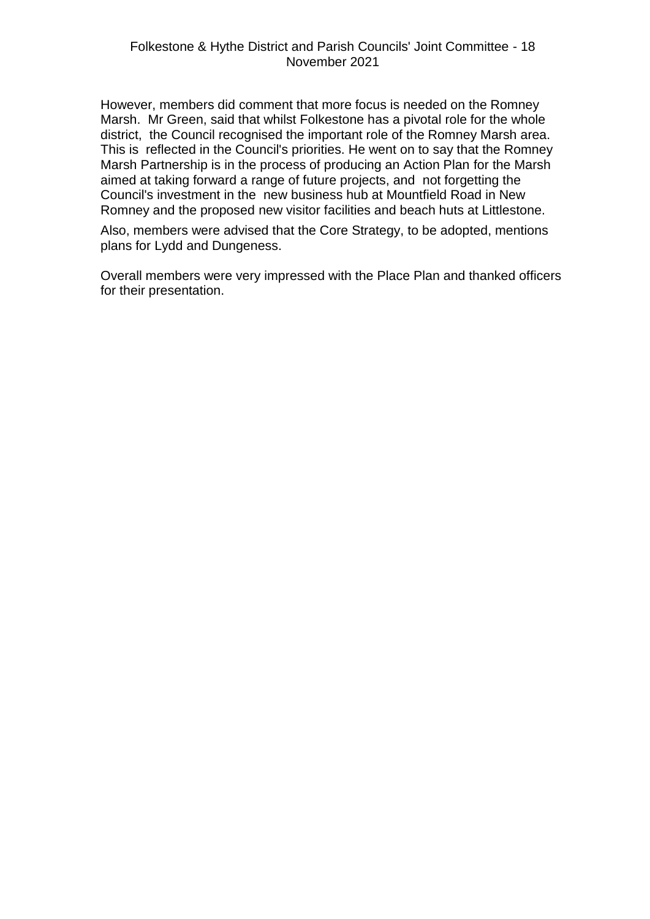However, members did comment that more focus is needed on the Romney Marsh. Mr Green, said that whilst Folkestone has a pivotal role for the whole district, the Council recognised the important role of the Romney Marsh area. This is reflected in the Council's priorities. He went on to say that the Romney Marsh Partnership is in the process of producing an Action Plan for the Marsh aimed at taking forward a range of future projects, and not forgetting the Council's investment in the new business hub at Mountfield Road in New Romney and the proposed new visitor facilities and beach huts at Littlestone.

Also, members were advised that the Core Strategy, to be adopted, mentions plans for Lydd and Dungeness.

Overall members were very impressed with the Place Plan and thanked officers for their presentation.